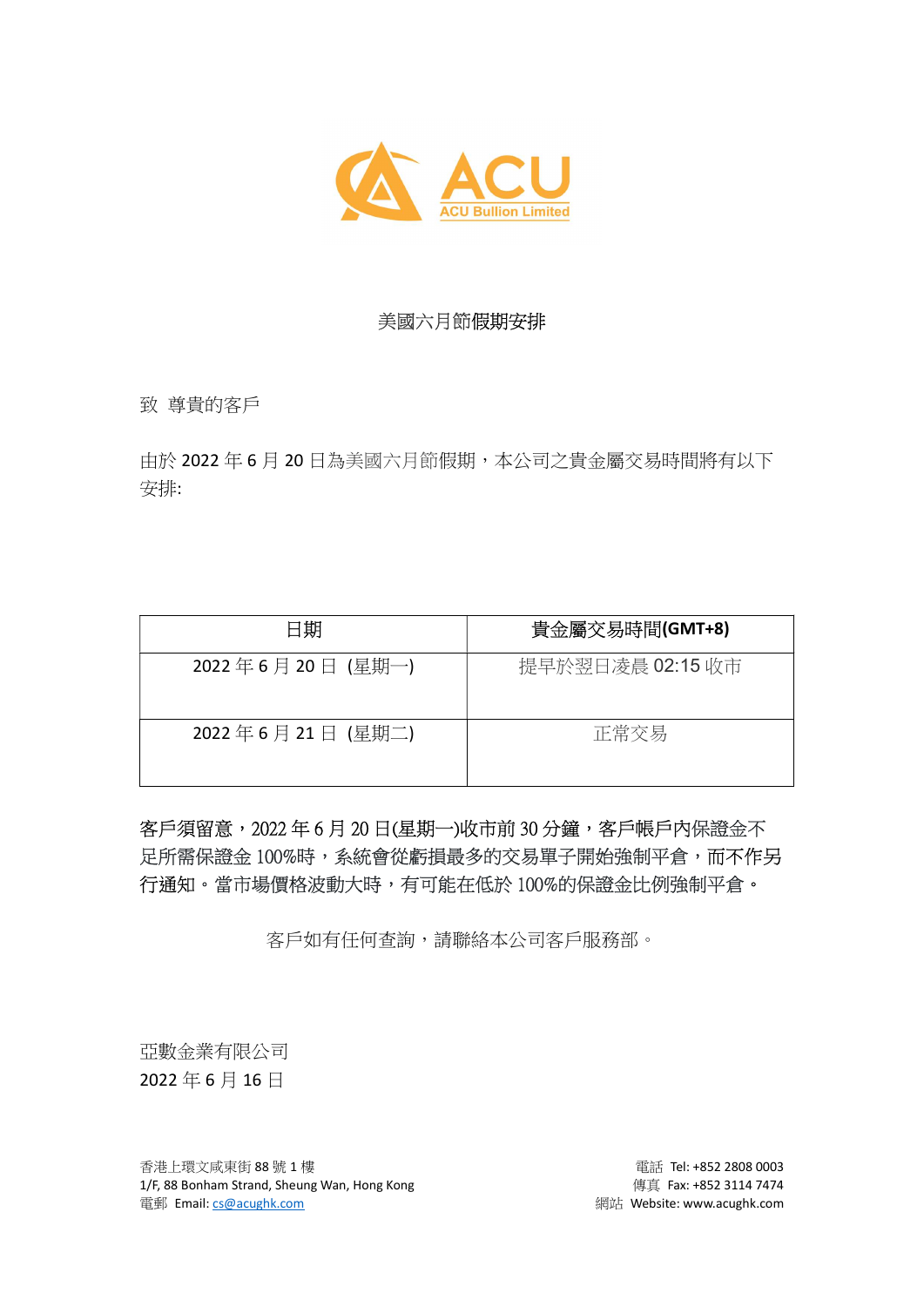ACU

ACU Bullion Limited

# 美國六月節假期安排

致 尊貴的客戶

由於 2022 年 6 月 20 日為美國六月節假期，本公司之貴金屬交易時間將有以下安排:

| 日期 | **貴金屬交易時間(GMT+8)** |
| --- | --- |
| 2022 年 6 月 20 日 (星期一) | 提早於翌日凌晨 02:15 收市 |
| 2022 年 6 月 21 日 (星期二) | 正常交易 |

**客戶須留意**，2022 年 6 月 20 日(星期一)收市前 30 分鐘，客戶帳戶內保證金不足所需保證金 100%時，系統會從虧損最多的交易單子開始強制平倉，而不作另行通知。當市場價格波動大時，有可能在低於 100%的保證金比例強制平倉。

客戶如有任何查詢，請聯絡本公司客戶服務部。

亞數金業有限公司
2022 年 6 月 16 日

香港上環文咸東街 88 號 1 樓
1/F, 88 Bonham Strand, Sheung Wan, Hong Kong
電郵 Email: cs@acughk.com

電話 Tel: +852 2808 0003
傳真 Fax: +852 3114 7474
網站 Website: www.acughk.com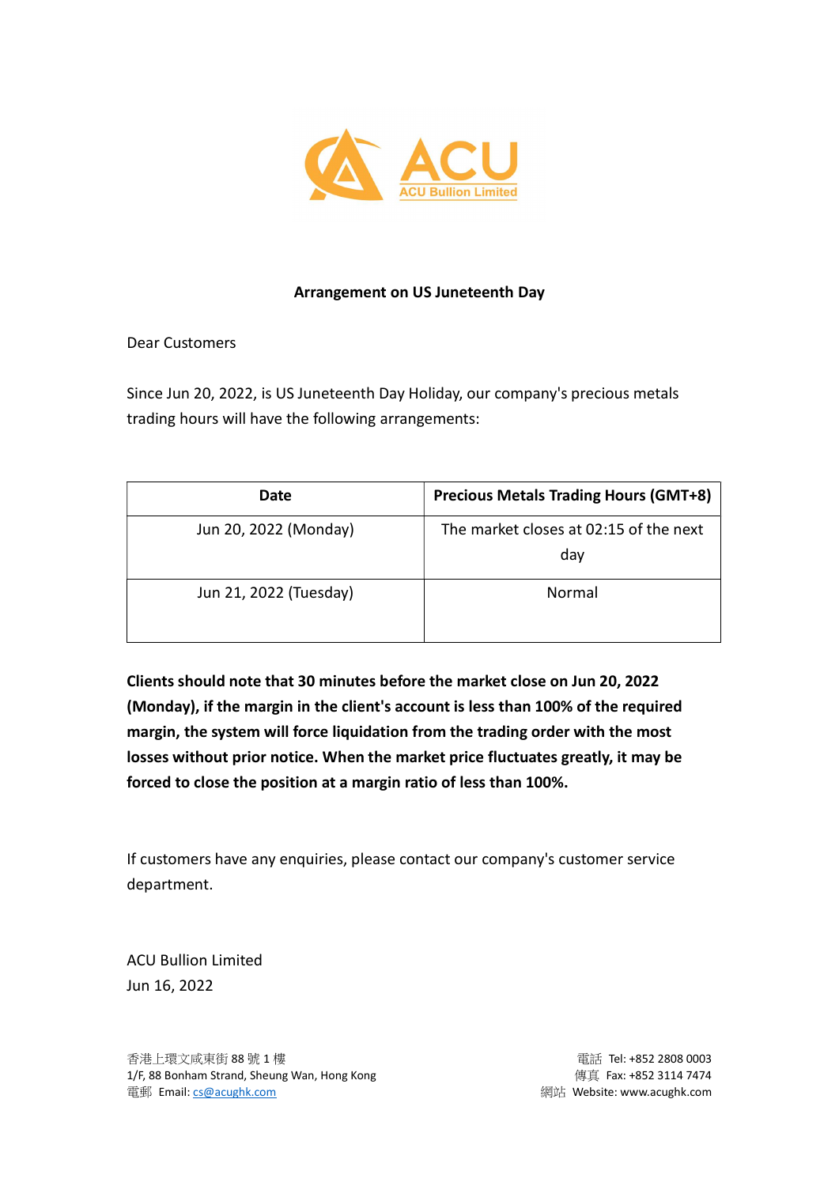ACU
ACU Bullion Limited

**Arrangement on US Juneteenth Day**

Dear Customers

Since Jun 20, 2022, is US Juneteenth Day Holiday, our company's precious metals trading hours will have the following arrangements:

| Date | Precious Metals Trading Hours (GMT+8) |
| --- | --- |
| Jun 20, 2022 (Monday) | The market closes at 02:15 of the next day |
| Jun 21, 2022 (Tuesday) | Normal |

**Clients should note that 30 minutes before the market close on Jun 20, 2022 (Monday), if the margin in the client's account is less than 100% of the required margin, the system will force liquidation from the trading order with the most losses without prior notice. When the market price fluctuates greatly, it may be forced to close the position at a margin ratio of less than 100%.**

If customers have any enquiries, please contact our company's customer service department.

ACU Bullion Limited
Jun 16, 2022

香港上環文咸東街 88 號 1 樓
1/F, 88 Bonham Strand, Sheung Wan, Hong Kong
電郵 Email: cs@acughk.com

電話 Tel: +852 2808 0003
傳真 Fax: +852 3114 7474
網站 Website: www.acughk.com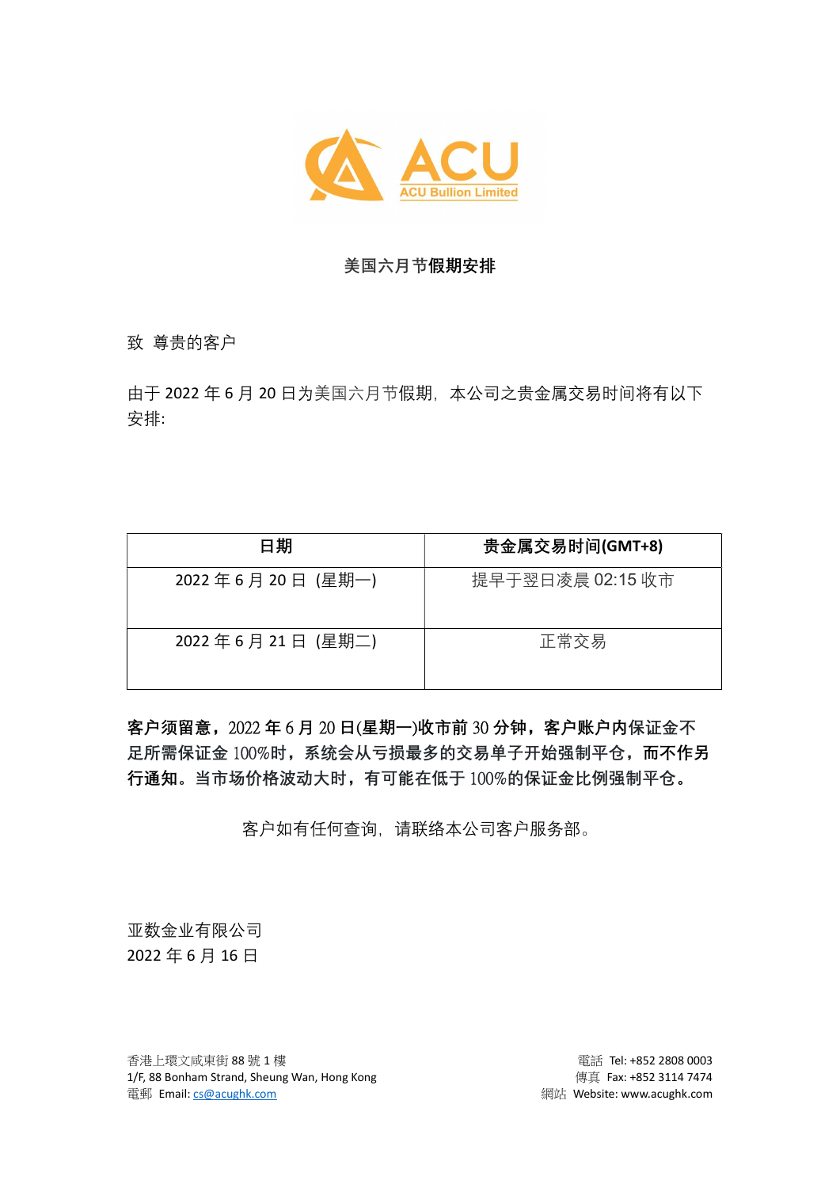ACU

ACU Bullion Limited

## 美国六月节假期安排

致 尊贵的客户

由于 2022 年 6 月 20 日为美国六月节假期，本公司之贵金属交易时间将有以下安排:

| 日期 | 贵金属交易时间(GMT+8) |
|---|---|
| 2022 年 6 月 20 日（星期一） | 提早于翌日凌晨 02:15 收市 |
| 2022 年 6 月 21 日（星期二） | 正常交易 |

**客户须留意，2022 年 6 月 20 日(星期一)收市前 30 分钟，客户账户内保证金不足所需保证金 100%时，系统会从亏损最多的交易单子开始强制平仓，而不作另行通知。当市场价格波动大时，有可能在低于 100%的保证金比例强制平仓。**

客户如有任何查询，请联络本公司客户服务部。

亚数金业有限公司
2022 年 6 月 16 日

香港上環文咸東街 88 號 1 樓
1/F, 88 Bonham Strand, Sheung Wan, Hong Kong
電郵 Email: cs@acughk.com

電話 Tel: +852 2808 0003
傳真 Fax: +852 3114 7474
網站 Website: www.acughk.com